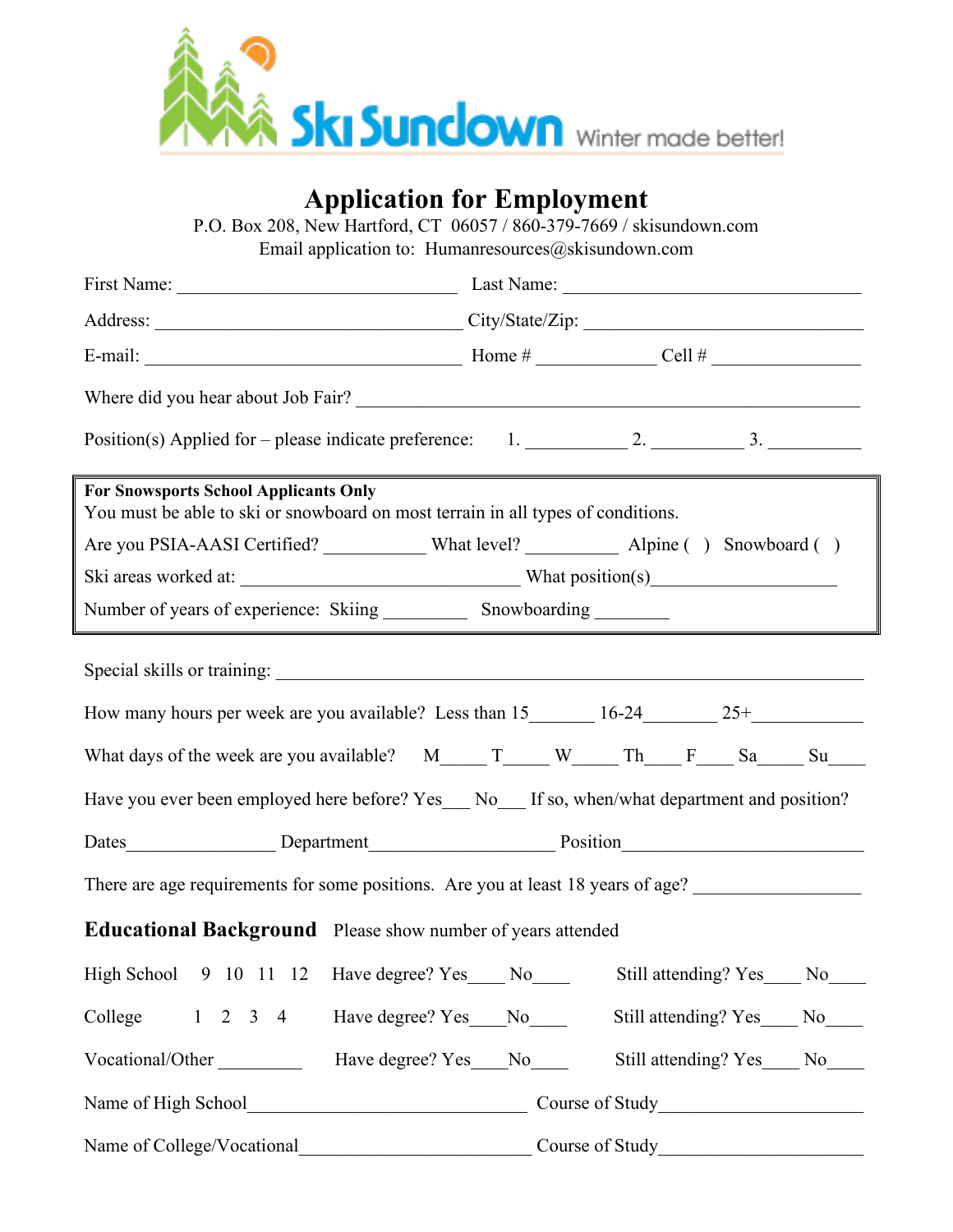Ski Sundown Winter made better!

# Application for Employment

P.O. Box 208, New Hartford, CT 06057 / 860-379-7669 / skisundown.com
Email application to: Humanresources@skisundown.com

First Name: ______________________________ Last Name: ________________________________

Address: _________________________________ City/State/Zip: ______________________________

E-mail: __________________________________ Home # ____________ Cell # _______________

Where did you hear about Job Fair? ________________________________________________________

Position(s) Applied for – please indicate preference: 1. __________ 2. __________ 3. __________

**For Snowsports School Applicants Only**
You must be able to ski or snowboard on most terrain in all types of conditions.

Are you PSIA-AASI Certified? ___________ What level? __________ Alpine ( ) Snowboard ( )

Ski areas worked at: ______________________________ What position(s)___________________

Number of years of experience: Skiing _________ Snowboarding ________

Special skills or training: _____________________________________________________________

How many hours per week are you available? Less than 15_______ 16-24________ 25+____________

What days of the week are you available? M_____ T_____ W_____ Th____ F____ Sa_____ Su____

Have you ever been employed here before? Yes___ No___ If so, when/what department and position?

Dates________________ Department___________________ Position________________________

There are age requirements for some positions. Are you at least 18 years of age? _________________

## Educational Background

Please show number of years attended

High School 9 10 11 12 Have degree? Yes____ No____ Still attending? Yes____ No____

College 1 2 3 4 Have degree? Yes____No____ Still attending? Yes____ No____

Vocational/Other _________ Have degree? Yes____No____ Still attending? Yes____ No____

Name of High School_____________________________ Course of Study____________________

Name of College/Vocational________________________ Course of Study____________________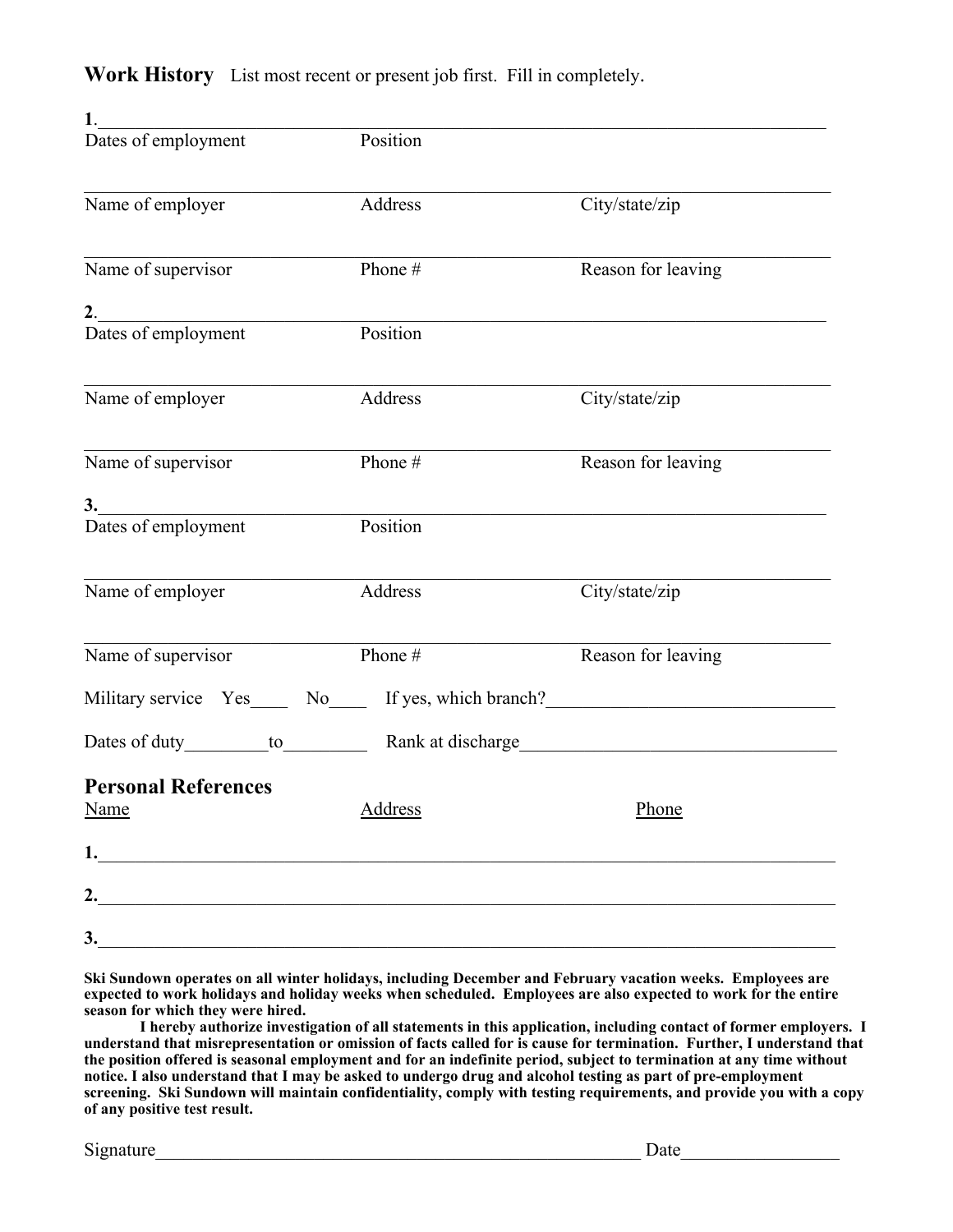## Work History

List most recent or present job first. Fill in completely.

1.\_\_\_\_\_\_\_\_\_\_\_\_\_\_\_\_\_\_\_\_\_\_\_\_\_\_\_\_\_\_\_\_\_\_\_\_\_\_\_\_\_\_\_\_\_\_\_\_\_\_\_\_\_\_\_\_\_\_\_\_

Dates of employment　　Position

\_\_\_\_\_\_\_\_\_\_\_\_\_\_\_\_\_\_\_\_\_\_\_\_\_\_\_\_\_\_\_\_\_\_\_\_\_\_\_\_\_\_\_\_\_\_\_\_\_\_\_\_\_\_\_\_\_\_\_\_

Name of employer　　Address　　City/state/zip

\_\_\_\_\_\_\_\_\_\_\_\_\_\_\_\_\_\_\_\_\_\_\_\_\_\_\_\_\_\_\_\_\_\_\_\_\_\_\_\_\_\_\_\_\_\_\_\_\_\_\_\_\_\_\_\_\_\_\_\_

Name of supervisor　　Phone #　　Reason for leaving

2.\_\_\_\_\_\_\_\_\_\_\_\_\_\_\_\_\_\_\_\_\_\_\_\_\_\_\_\_\_\_\_\_\_\_\_\_\_\_\_\_\_\_\_\_\_\_\_\_\_\_\_\_\_\_\_\_\_\_\_\_

Dates of employment　　Position

\_\_\_\_\_\_\_\_\_\_\_\_\_\_\_\_\_\_\_\_\_\_\_\_\_\_\_\_\_\_\_\_\_\_\_\_\_\_\_\_\_\_\_\_\_\_\_\_\_\_\_\_\_\_\_\_\_\_\_\_

Name of employer　　Address　　City/state/zip

\_\_\_\_\_\_\_\_\_\_\_\_\_\_\_\_\_\_\_\_\_\_\_\_\_\_\_\_\_\_\_\_\_\_\_\_\_\_\_\_\_\_\_\_\_\_\_\_\_\_\_\_\_\_\_\_\_\_\_\_

Name of supervisor　　Phone #　　Reason for leaving

3.\_\_\_\_\_\_\_\_\_\_\_\_\_\_\_\_\_\_\_\_\_\_\_\_\_\_\_\_\_\_\_\_\_\_\_\_\_\_\_\_\_\_\_\_\_\_\_\_\_\_\_\_\_\_\_\_\_\_\_\_

Dates of employment　　Position

\_\_\_\_\_\_\_\_\_\_\_\_\_\_\_\_\_\_\_\_\_\_\_\_\_\_\_\_\_\_\_\_\_\_\_\_\_\_\_\_\_\_\_\_\_\_\_\_\_\_\_\_\_\_\_\_\_\_\_\_

Name of employer　　Address　　City/state/zip

\_\_\_\_\_\_\_\_\_\_\_\_\_\_\_\_\_\_\_\_\_\_\_\_\_\_\_\_\_\_\_\_\_\_\_\_\_\_\_\_\_\_\_\_\_\_\_\_\_\_\_\_\_\_\_\_\_\_\_\_

Name of supervisor　　Phone #　　Reason for leaving

Military service　Yes\_\_\_\_　No\_\_\_\_　If yes, which branch?\_\_\_\_\_\_\_\_\_\_\_\_\_\_\_\_\_\_\_\_\_\_\_\_\_\_\_\_\_\_

Dates of duty\_\_\_\_\_\_\_\_\_to\_\_\_\_\_\_\_\_\_　Rank at discharge\_\_\_\_\_\_\_\_\_\_\_\_\_\_\_\_\_\_\_\_\_\_\_\_\_\_\_\_\_\_\_\_\_\_

## Personal References

| Name | Address | Phone |
|---|---|---|
| 1. | | |
| 2. | | |
| 3. | | |

**Ski Sundown operates on all winter holidays, including December and February vacation weeks. Employees are expected to work holidays and holiday weeks when scheduled. Employees are also expected to work for the entire season for which they were hired.**

**I hereby authorize investigation of all statements in this application, including contact of former employers. I understand that misrepresentation or omission of facts called for is cause for termination. Further, I understand that the position offered is seasonal employment and for an indefinite period, subject to termination at any time without notice. I also understand that I may be asked to undergo drug and alcohol testing as part of pre-employment screening. Ski Sundown will maintain confidentiality, comply with testing requirements, and provide you with a copy of any positive test result.**

Signature\_\_\_\_\_\_\_\_\_\_\_\_\_\_\_\_\_\_\_\_\_\_\_\_\_\_\_\_\_\_\_\_\_\_\_\_\_\_\_\_\_\_\_\_\_\_\_\_\_\_\_\_\_\_ Date\_\_\_\_\_\_\_\_\_\_\_\_\_\_\_\_\_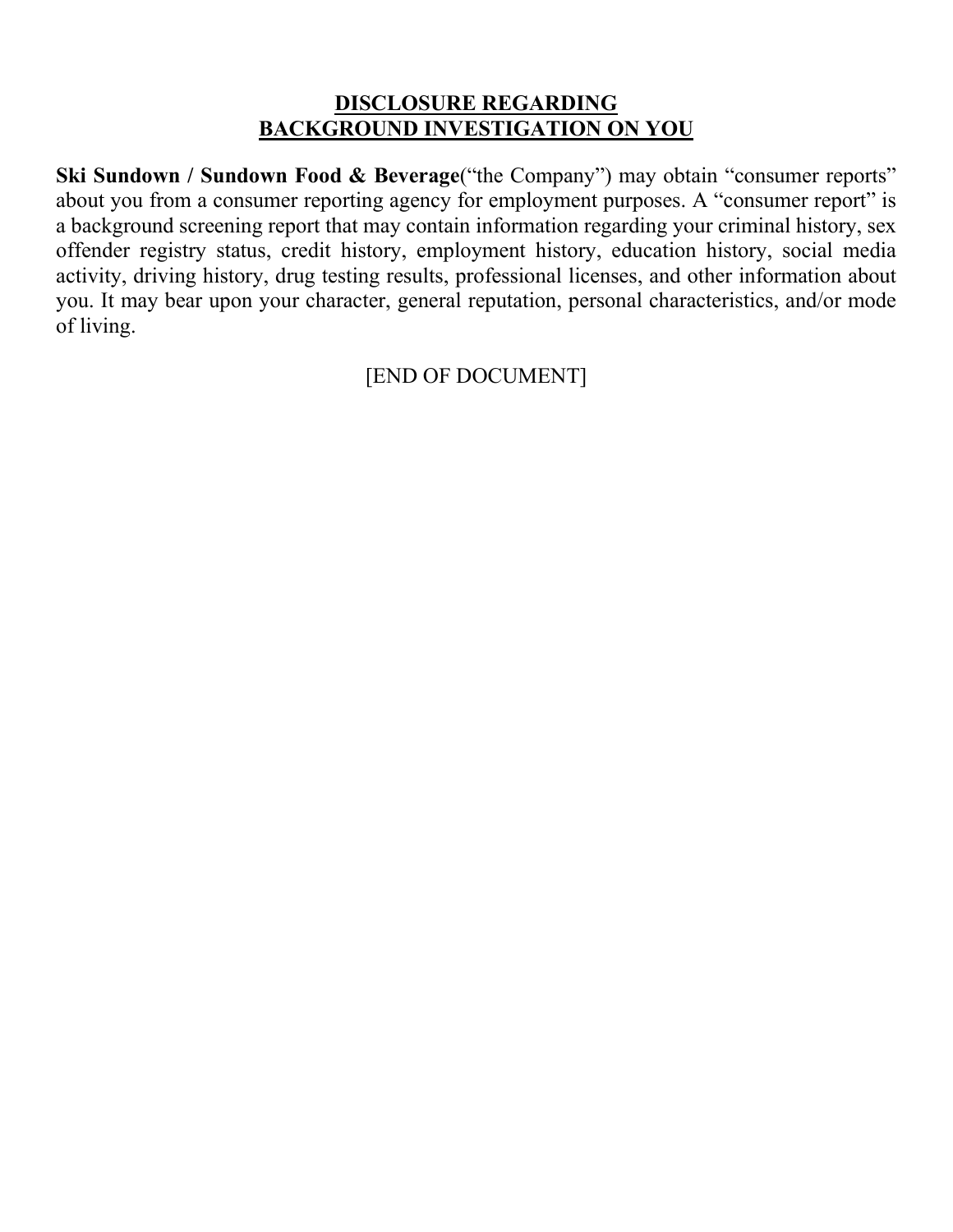## DISCLOSURE REGARDING BACKGROUND INVESTIGATION ON YOU

**Ski Sundown / Sundown Food & Beverage**("the Company") may obtain "consumer reports" about you from a consumer reporting agency for employment purposes. A "consumer report" is a background screening report that may contain information regarding your criminal history, sex offender registry status, credit history, employment history, education history, social media activity, driving history, drug testing results, professional licenses, and other information about you. It may bear upon your character, general reputation, personal characteristics, and/or mode of living.

[END OF DOCUMENT]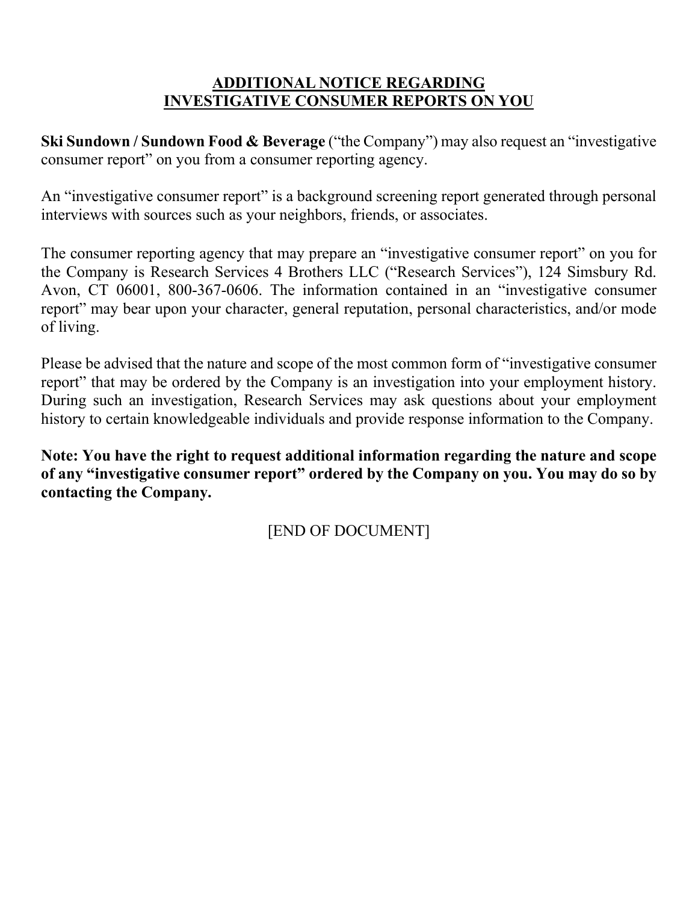# ADDITIONAL NOTICE REGARDING INVESTIGATIVE CONSUMER REPORTS ON YOU

**Ski Sundown / Sundown Food & Beverage** ("the Company") may also request an "investigative consumer report" on you from a consumer reporting agency.

An "investigative consumer report" is a background screening report generated through personal interviews with sources such as your neighbors, friends, or associates.

The consumer reporting agency that may prepare an "investigative consumer report" on you for the Company is Research Services 4 Brothers LLC ("Research Services"), 124 Simsbury Rd. Avon, CT 06001, 800-367-0606. The information contained in an "investigative consumer report" may bear upon your character, general reputation, personal characteristics, and/or mode of living.

Please be advised that the nature and scope of the most common form of "investigative consumer report" that may be ordered by the Company is an investigation into your employment history. During such an investigation, Research Services may ask questions about your employment history to certain knowledgeable individuals and provide response information to the Company.

**Note: You have the right to request additional information regarding the nature and scope of any "investigative consumer report" ordered by the Company on you. You may do so by contacting the Company.**

[END OF DOCUMENT]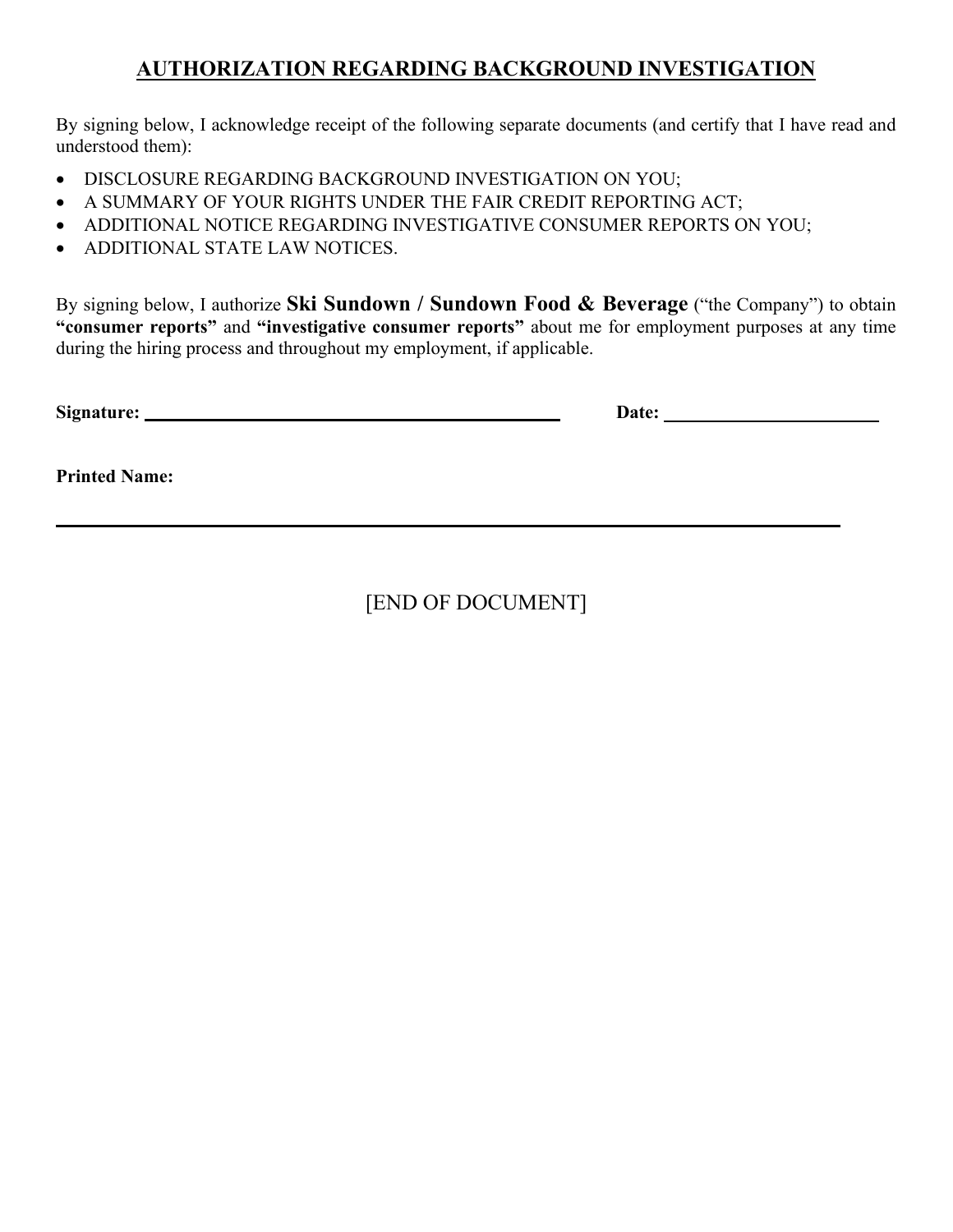# AUTHORIZATION REGARDING BACKGROUND INVESTIGATION

By signing below, I acknowledge receipt of the following separate documents (and certify that I have read and understood them):

- DISCLOSURE REGARDING BACKGROUND INVESTIGATION ON YOU;
- A SUMMARY OF YOUR RIGHTS UNDER THE FAIR CREDIT REPORTING ACT;
- ADDITIONAL NOTICE REGARDING INVESTIGATIVE CONSUMER REPORTS ON YOU;
- ADDITIONAL STATE LAW NOTICES.

By signing below, I authorize **Ski Sundown / Sundown Food & Beverage** ("the Company") to obtain **"consumer reports"** and **"investigative consumer reports"** about me for employment purposes at any time during the hiring process and throughout my employment, if applicable.

**Signature:** ______________________________________ **Date:** ____________________

**Printed Name:**

______________________________________________________________________

[END OF DOCUMENT]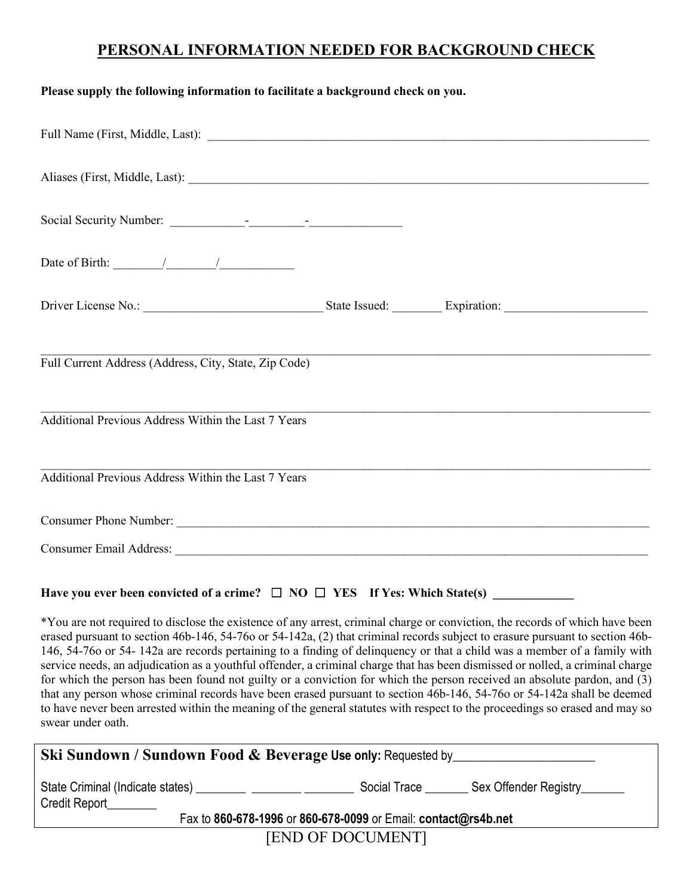## PERSONAL INFORMATION NEEDED FOR BACKGROUND CHECK

**Please supply the following information to facilitate a background check on you.**

Full Name (First, Middle, Last): ______________________________________________________________

Aliases (First, Middle, Last): ______________________________________________________________

Social Security Number: ____________-_________-_______________

Date of Birth: ________/________/____________

Driver License No.: _____________________________ State Issued: ________ Expiration: _______________________

_____________________________________________________________________________________
Full Current Address (Address, City, State, Zip Code)

_____________________________________________________________________________________
Additional Previous Address Within the Last 7 Years

_____________________________________________________________________________________
Additional Previous Address Within the Last 7 Years

Consumer Phone Number: ______________________________________________________________

Consumer Email Address: ______________________________________________________________

**Have you ever been convicted of a crime? ☐ NO ☐ YES If Yes: Which State(s) _____________**

*You are not required to disclose the existence of any arrest, criminal charge or conviction, the records of which have been erased pursuant to section 46b-146, 54-76o or 54-142a, (2) that criminal records subject to erasure pursuant to section 46b-146, 54-76o or 54- 142a are records pertaining to a finding of delinquency or that a child was a member of a family with service needs, an adjudication as a youthful offender, a criminal charge that has been dismissed or nolled, a criminal charge for which the person has been found not guilty or a conviction for which the person received an absolute pardon, and (3) that any person whose criminal records have been erased pursuant to section 46b-146, 54-76o or 54-142a shall be deemed to have never been arrested within the meaning of the general statutes with respect to the proceedings so erased and may so swear under oath.

**Ski Sundown / Sundown Food & Beverage Use only:** Requested by______________________

State Criminal (Indicate states) ________ ________ ________ Social Trace _______ Sex Offender Registry_______
Credit Report________

Fax to **860-678-1996** or **860-678-0099** or Email: **contact@rs4b.net**

[END OF DOCUMENT]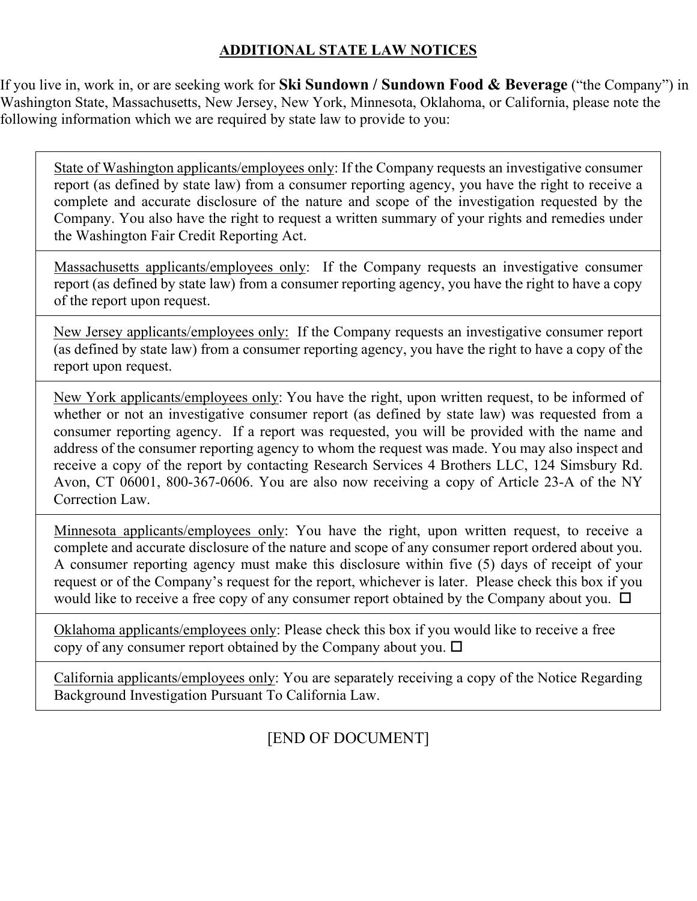## ADDITIONAL STATE LAW NOTICES

If you live in, work in, or are seeking work for **Ski Sundown / Sundown Food & Beverage** ("the Company") in Washington State, Massachusetts, New Jersey, New York, Minnesota, Oklahoma, or California, please note the following information which we are required by state law to provide to you:

| |
|---|
| <u>State of Washington applicants/employees only</u>: If the Company requests an investigative consumer report (as defined by state law) from a consumer reporting agency, you have the right to receive a complete and accurate disclosure of the nature and scope of the investigation requested by the Company. You also have the right to request a written summary of your rights and remedies under the Washington Fair Credit Reporting Act. |
| <u>Massachusetts applicants/employees only</u>: If the Company requests an investigative consumer report (as defined by state law) from a consumer reporting agency, you have the right to have a copy of the report upon request. |
| <u>New Jersey applicants/employees only:</u> If the Company requests an investigative consumer report (as defined by state law) from a consumer reporting agency, you have the right to have a copy of the report upon request. |
| <u>New York applicants/employees only</u>: You have the right, upon written request, to be informed of whether or not an investigative consumer report (as defined by state law) was requested from a consumer reporting agency. If a report was requested, you will be provided with the name and address of the consumer reporting agency to whom the request was made. You may also inspect and receive a copy of the report by contacting Research Services 4 Brothers LLC, 124 Simsbury Rd. Avon, CT 06001, 800-367-0606. You are also now receiving a copy of Article 23-A of the NY Correction Law. |
| <u>Minnesota applicants/employees only</u>: You have the right, upon written request, to receive a complete and accurate disclosure of the nature and scope of any consumer report ordered about you. A consumer reporting agency must make this disclosure within five (5) days of receipt of your request or of the Company's request for the report, whichever is later. Please check this box if you would like to receive a free copy of any consumer report obtained by the Company about you. ☐ |
| <u>Oklahoma applicants/employees only</u>: Please check this box if you would like to receive a free copy of any consumer report obtained by the Company about you. ☐ |
| <u>California applicants/employees only</u>: You are separately receiving a copy of the Notice Regarding Background Investigation Pursuant To California Law. |

[END OF DOCUMENT]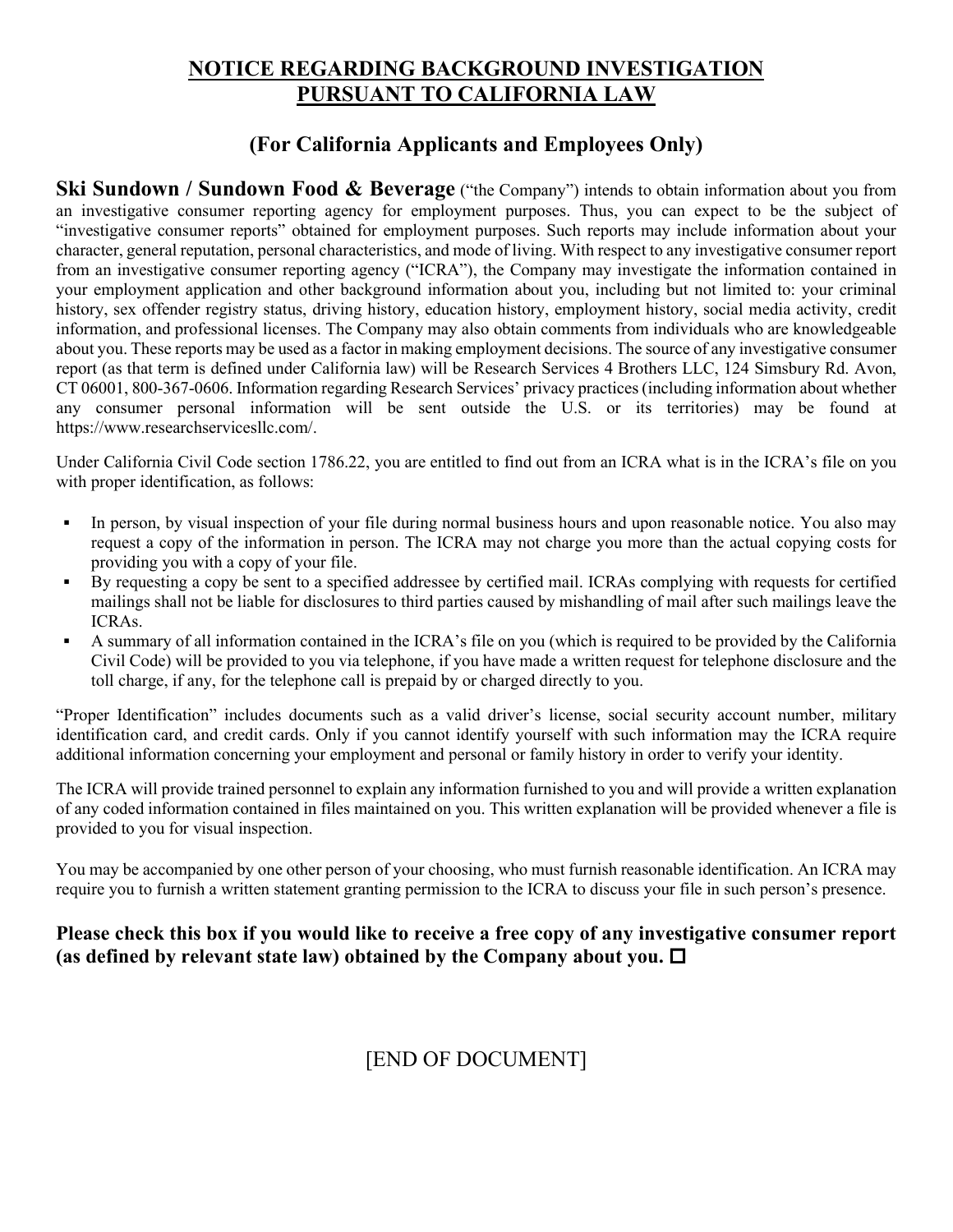# NOTICE REGARDING BACKGROUND INVESTIGATION PURSUANT TO CALIFORNIA LAW

## (For California Applicants and Employees Only)

**Ski Sundown / Sundown Food & Beverage** ("the Company") intends to obtain information about you from an investigative consumer reporting agency for employment purposes. Thus, you can expect to be the subject of "investigative consumer reports" obtained for employment purposes. Such reports may include information about your character, general reputation, personal characteristics, and mode of living. With respect to any investigative consumer report from an investigative consumer reporting agency ("ICRA"), the Company may investigate the information contained in your employment application and other background information about you, including but not limited to: your criminal history, sex offender registry status, driving history, education history, employment history, social media activity, credit information, and professional licenses. The Company may also obtain comments from individuals who are knowledgeable about you. These reports may be used as a factor in making employment decisions. The source of any investigative consumer report (as that term is defined under California law) will be Research Services 4 Brothers LLC, 124 Simsbury Rd. Avon, CT 06001, 800-367-0606. Information regarding Research Services' privacy practices (including information about whether any consumer personal information will be sent outside the U.S. or its territories) may be found at https://www.researchservicesllc.com/.

Under California Civil Code section 1786.22, you are entitled to find out from an ICRA what is in the ICRA's file on you with proper identification, as follows:

- In person, by visual inspection of your file during normal business hours and upon reasonable notice. You also may request a copy of the information in person. The ICRA may not charge you more than the actual copying costs for providing you with a copy of your file.
- By requesting a copy be sent to a specified addressee by certified mail. ICRAs complying with requests for certified mailings shall not be liable for disclosures to third parties caused by mishandling of mail after such mailings leave the ICRAs.
- A summary of all information contained in the ICRA's file on you (which is required to be provided by the California Civil Code) will be provided to you via telephone, if you have made a written request for telephone disclosure and the toll charge, if any, for the telephone call is prepaid by or charged directly to you.

"Proper Identification" includes documents such as a valid driver's license, social security account number, military identification card, and credit cards. Only if you cannot identify yourself with such information may the ICRA require additional information concerning your employment and personal or family history in order to verify your identity.

The ICRA will provide trained personnel to explain any information furnished to you and will provide a written explanation of any coded information contained in files maintained on you. This written explanation will be provided whenever a file is provided to you for visual inspection.

You may be accompanied by one other person of your choosing, who must furnish reasonable identification. An ICRA may require you to furnish a written statement granting permission to the ICRA to discuss your file in such person's presence.

**Please check this box if you would like to receive a free copy of any investigative consumer report (as defined by relevant state law) obtained by the Company about you. ☐**

[END OF DOCUMENT]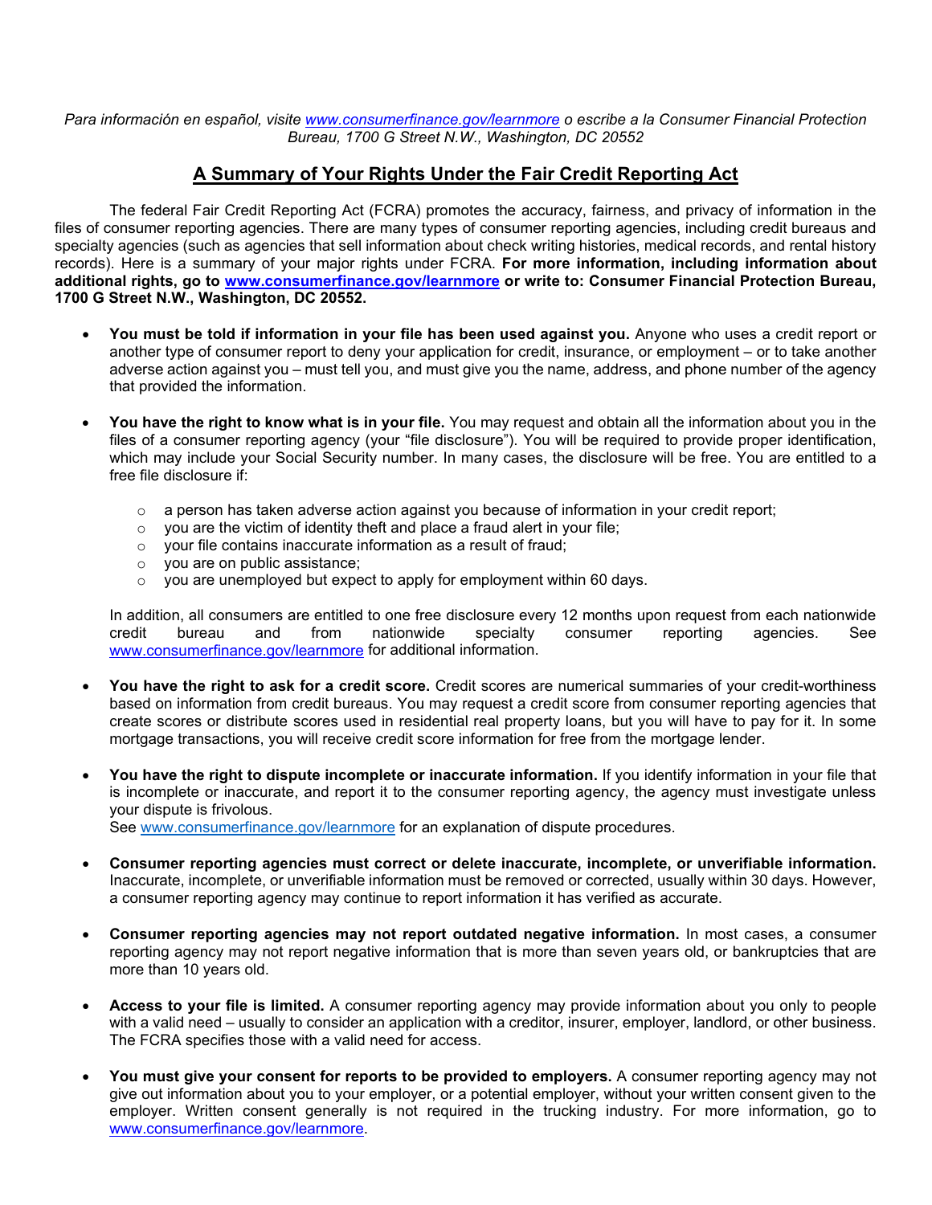*Para información en español, visite [www.consumerfinance.gov/learnmore](www.consumerfinance.gov/learnmore) o escribe a la Consumer Financial Protection Bureau, 1700 G Street N.W., Washington, DC 20552*

## A Summary of Your Rights Under the Fair Credit Reporting Act

The federal Fair Credit Reporting Act (FCRA) promotes the accuracy, fairness, and privacy of information in the files of consumer reporting agencies. There are many types of consumer reporting agencies, including credit bureaus and specialty agencies (such as agencies that sell information about check writing histories, medical records, and rental history records). Here is a summary of your major rights under FCRA. **For more information, including information about additional rights, go to [www.consumerfinance.gov/learnmore](www.consumerfinance.gov/learnmore) or write to: Consumer Financial Protection Bureau, 1700 G Street N.W., Washington, DC 20552.**

- **You must be told if information in your file has been used against you.** Anyone who uses a credit report or another type of consumer report to deny your application for credit, insurance, or employment – or to take another adverse action against you – must tell you, and must give you the name, address, and phone number of the agency that provided the information.

- **You have the right to know what is in your file.** You may request and obtain all the information about you in the files of a consumer reporting agency (your "file disclosure"). You will be required to provide proper identification, which may include your Social Security number. In many cases, the disclosure will be free. You are entitled to a free file disclosure if:

  - a person has taken adverse action against you because of information in your credit report;
  - you are the victim of identity theft and place a fraud alert in your file;
  - your file contains inaccurate information as a result of fraud;
  - you are on public assistance;
  - you are unemployed but expect to apply for employment within 60 days.

  In addition, all consumers are entitled to one free disclosure every 12 months upon request from each nationwide credit bureau and from nationwide specialty consumer reporting agencies. See [www.consumerfinance.gov/learnmore](www.consumerfinance.gov/learnmore) for additional information.

- **You have the right to ask for a credit score.** Credit scores are numerical summaries of your credit-worthiness based on information from credit bureaus. You may request a credit score from consumer reporting agencies that create scores or distribute scores used in residential real property loans, but you will have to pay for it. In some mortgage transactions, you will receive credit score information for free from the mortgage lender.

- **You have the right to dispute incomplete or inaccurate information.** If you identify information in your file that is incomplete or inaccurate, and report it to the consumer reporting agency, the agency must investigate unless your dispute is frivolous.
  See [www.consumerfinance.gov/learnmore](www.consumerfinance.gov/learnmore) for an explanation of dispute procedures.

- **Consumer reporting agencies must correct or delete inaccurate, incomplete, or unverifiable information.** Inaccurate, incomplete, or unverifiable information must be removed or corrected, usually within 30 days. However, a consumer reporting agency may continue to report information it has verified as accurate.

- **Consumer reporting agencies may not report outdated negative information.** In most cases, a consumer reporting agency may not report negative information that is more than seven years old, or bankruptcies that are more than 10 years old.

- **Access to your file is limited.** A consumer reporting agency may provide information about you only to people with a valid need – usually to consider an application with a creditor, insurer, employer, landlord, or other business. The FCRA specifies those with a valid need for access.

- **You must give your consent for reports to be provided to employers.** A consumer reporting agency may not give out information about you to your employer, or a potential employer, without your written consent given to the employer. Written consent generally is not required in the trucking industry. For more information, go to [www.consumerfinance.gov/learnmore](www.consumerfinance.gov/learnmore).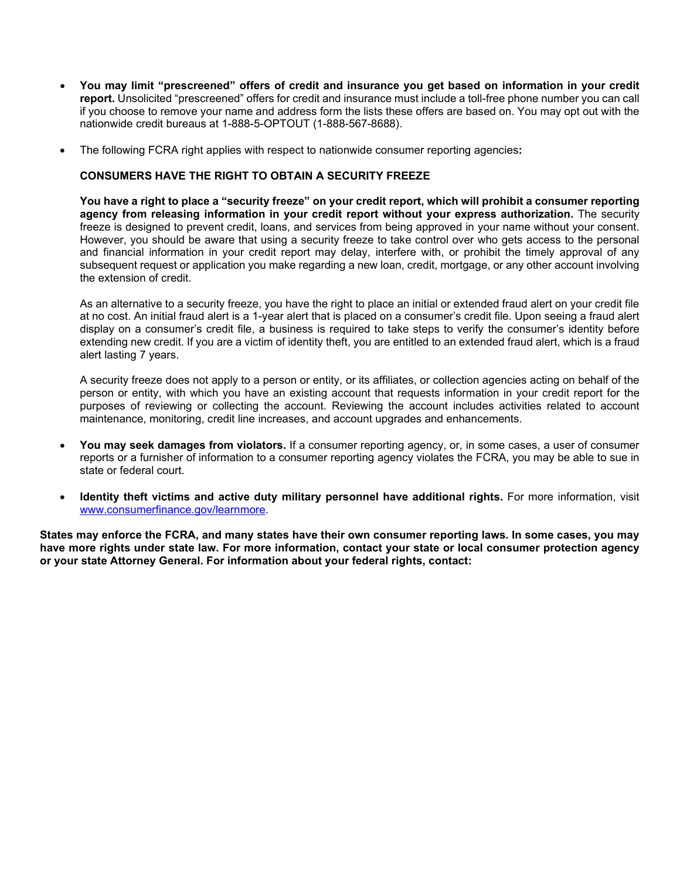- **You may limit "prescreened" offers of credit and insurance you get based on information in your credit report.** Unsolicited "prescreened" offers for credit and insurance must include a toll-free phone number you can call if you choose to remove your name and address form the lists these offers are based on. You may opt out with the nationwide credit bureaus at 1-888-5-OPTOUT (1-888-567-8688).

- The following FCRA right applies with respect to nationwide consumer reporting agencies**:**

  **CONSUMERS HAVE THE RIGHT TO OBTAIN A SECURITY FREEZE**

  **You have a right to place a "security freeze" on your credit report, which will prohibit a consumer reporting agency from releasing information in your credit report without your express authorization.** The security freeze is designed to prevent credit, loans, and services from being approved in your name without your consent. However, you should be aware that using a security freeze to take control over who gets access to the personal and financial information in your credit report may delay, interfere with, or prohibit the timely approval of any subsequent request or application you make regarding a new loan, credit, mortgage, or any other account involving the extension of credit.

  As an alternative to a security freeze, you have the right to place an initial or extended fraud alert on your credit file at no cost. An initial fraud alert is a 1-year alert that is placed on a consumer's credit file. Upon seeing a fraud alert display on a consumer's credit file, a business is required to take steps to verify the consumer's identity before extending new credit. If you are a victim of identity theft, you are entitled to an extended fraud alert, which is a fraud alert lasting 7 years.

  A security freeze does not apply to a person or entity, or its affiliates, or collection agencies acting on behalf of the person or entity, with which you have an existing account that requests information in your credit report for the purposes of reviewing or collecting the account. Reviewing the account includes activities related to account maintenance, monitoring, credit line increases, and account upgrades and enhancements.

- **You may seek damages from violators.** If a consumer reporting agency, or, in some cases, a user of consumer reports or a furnisher of information to a consumer reporting agency violates the FCRA, you may be able to sue in state or federal court.

- **Identity theft victims and active duty military personnel have additional rights.** For more information, visit www.consumerfinance.gov/learnmore.

**States may enforce the FCRA, and many states have their own consumer reporting laws. In some cases, you may have more rights under state law. For more information, contact your state or local consumer protection agency or your state Attorney General. For information about your federal rights, contact:**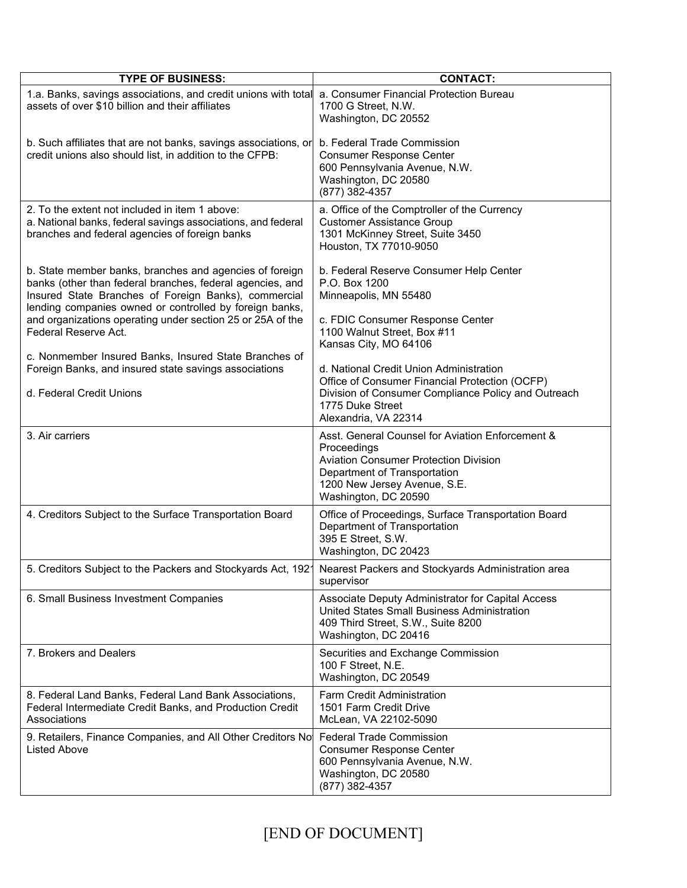| TYPE OF BUSINESS: | CONTACT: |
|---|---|
| 1.a. Banks, savings associations, and credit unions with total assets of over $10 billion and their affiliates<br><br>b. Such affiliates that are not banks, savings associations, or credit unions also should list, in addition to the CFPB: | a. Consumer Financial Protection Bureau<br>1700 G Street, N.W.<br>Washington, DC 20552<br><br>b. Federal Trade Commission<br>Consumer Response Center<br>600 Pennsylvania Avenue, N.W.<br>Washington, DC 20580<br>(877) 382-4357 |
| 2. To the extent not included in item 1 above:<br>a. National banks, federal savings associations, and federal branches and federal agencies of foreign banks<br><br>b. State member banks, branches and agencies of foreign banks (other than federal branches, federal agencies, and Insured State Branches of Foreign Banks), commercial lending companies owned or controlled by foreign banks, and organizations operating under section 25 or 25A of the Federal Reserve Act.<br><br>c. Nonmember Insured Banks, Insured State Branches of Foreign Banks, and insured state savings associations<br><br>d. Federal Credit Unions | a. Office of the Comptroller of the Currency<br>Customer Assistance Group<br>1301 McKinney Street, Suite 3450<br>Houston, TX 77010-9050<br><br>b. Federal Reserve Consumer Help Center<br>P.O. Box 1200<br>Minneapolis, MN 55480<br><br>c. FDIC Consumer Response Center<br>1100 Walnut Street, Box #11<br>Kansas City, MO 64106<br><br>d. National Credit Union Administration<br>Office of Consumer Financial Protection (OCFP)<br>Division of Consumer Compliance Policy and Outreach<br>1775 Duke Street<br>Alexandria, VA 22314 |
| 3. Air carriers | Asst. General Counsel for Aviation Enforcement & Proceedings<br>Aviation Consumer Protection Division<br>Department of Transportation<br>1200 New Jersey Avenue, S.E.<br>Washington, DC 20590 |
| 4. Creditors Subject to the Surface Transportation Board | Office of Proceedings, Surface Transportation Board<br>Department of Transportation<br>395 E Street, S.W.<br>Washington, DC 20423 |
| 5. Creditors Subject to the Packers and Stockyards Act, 1921 | Nearest Packers and Stockyards Administration area supervisor |
| 6. Small Business Investment Companies | Associate Deputy Administrator for Capital Access<br>United States Small Business Administration<br>409 Third Street, S.W., Suite 8200<br>Washington, DC 20416 |
| 7. Brokers and Dealers | Securities and Exchange Commission<br>100 F Street, N.E.<br>Washington, DC 20549 |
| 8. Federal Land Banks, Federal Land Bank Associations, Federal Intermediate Credit Banks, and Production Credit Associations | Farm Credit Administration<br>1501 Farm Credit Drive<br>McLean, VA 22102-5090 |
| 9. Retailers, Finance Companies, and All Other Creditors Not Listed Above | Federal Trade Commission<br>Consumer Response Center<br>600 Pennsylvania Avenue, N.W.<br>Washington, DC 20580<br>(877) 382-4357 |

[END OF DOCUMENT]